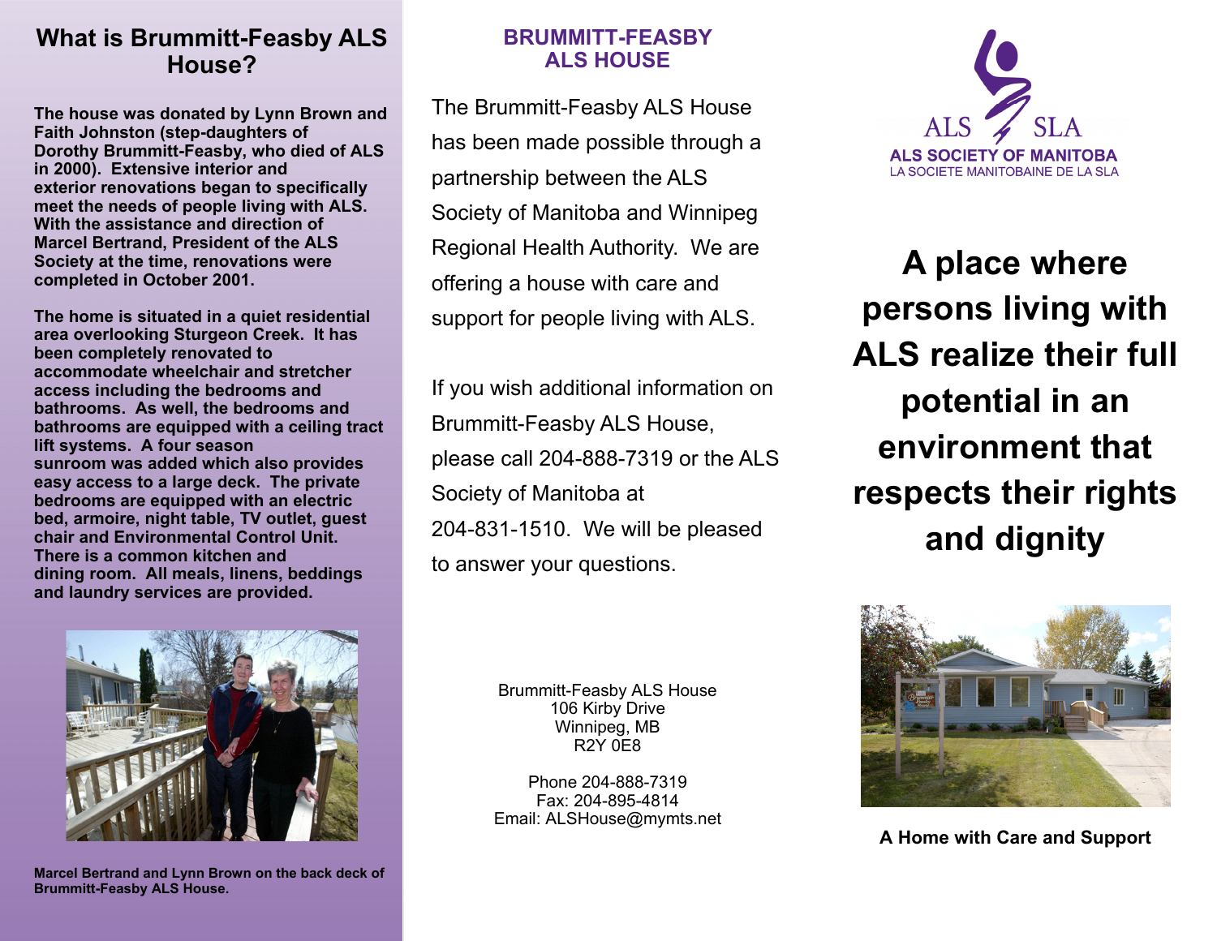## What is Brummitt-Feasby ALS House?

**The house was donated by Lynn Brown and Faith Johnston (step-daughters of Dorothy Brummitt-Feasby, who died of ALS in 2000). Extensive interior and exterior renovations began to specifically meet the needs of people living with ALS. With the assistance and direction of Marcel Bertrand, President of the ALS Society at the time, renovations were completed in October 2001.**

**The home is situated in a quiet residential area overlooking Sturgeon Creek. It has been completely renovated to accommodate wheelchair and stretcher access including the bedrooms and bathrooms. As well, the bedrooms and bathrooms are equipped with a ceiling tract lift systems. A four season sunroom was added which also provides easy access to a large deck. The private bedrooms are equipped with an electric bed, armoire, night table, TV outlet, guest chair and Environmental Control Unit. There is a common kitchen and dining room. All meals, linens, beddings and laundry services are provided.**

**Marcel Bertrand and Lynn Brown on the back deck of Brummitt-Feasby ALS House.**

## BRUMMITT-FEASBY ALS HOUSE

The Brummitt-Feasby ALS House has been made possible through a partnership between the ALS Society of Manitoba and Winnipeg Regional Health Authority. We are offering a house with care and support for people living with ALS.

If you wish additional information on Brummitt-Feasby ALS House, please call 204-888-7319 or the ALS Society of Manitoba at 204-831-1510. We will be pleased to answer your questions.

Brummitt-Feasby ALS House
106 Kirby Drive
Winnipeg, MB
R2Y 0E8

Phone 204-888-7319
Fax: 204-895-4814
Email: ALSHouse@mymts.net

ALS SLA
ALS SOCIETY OF MANITOBA
LA SOCIETE MANITOBAINE DE LA SLA

# A place where persons living with ALS realize their full potential in an environment that respects their rights and dignity

**A Home with Care and Support**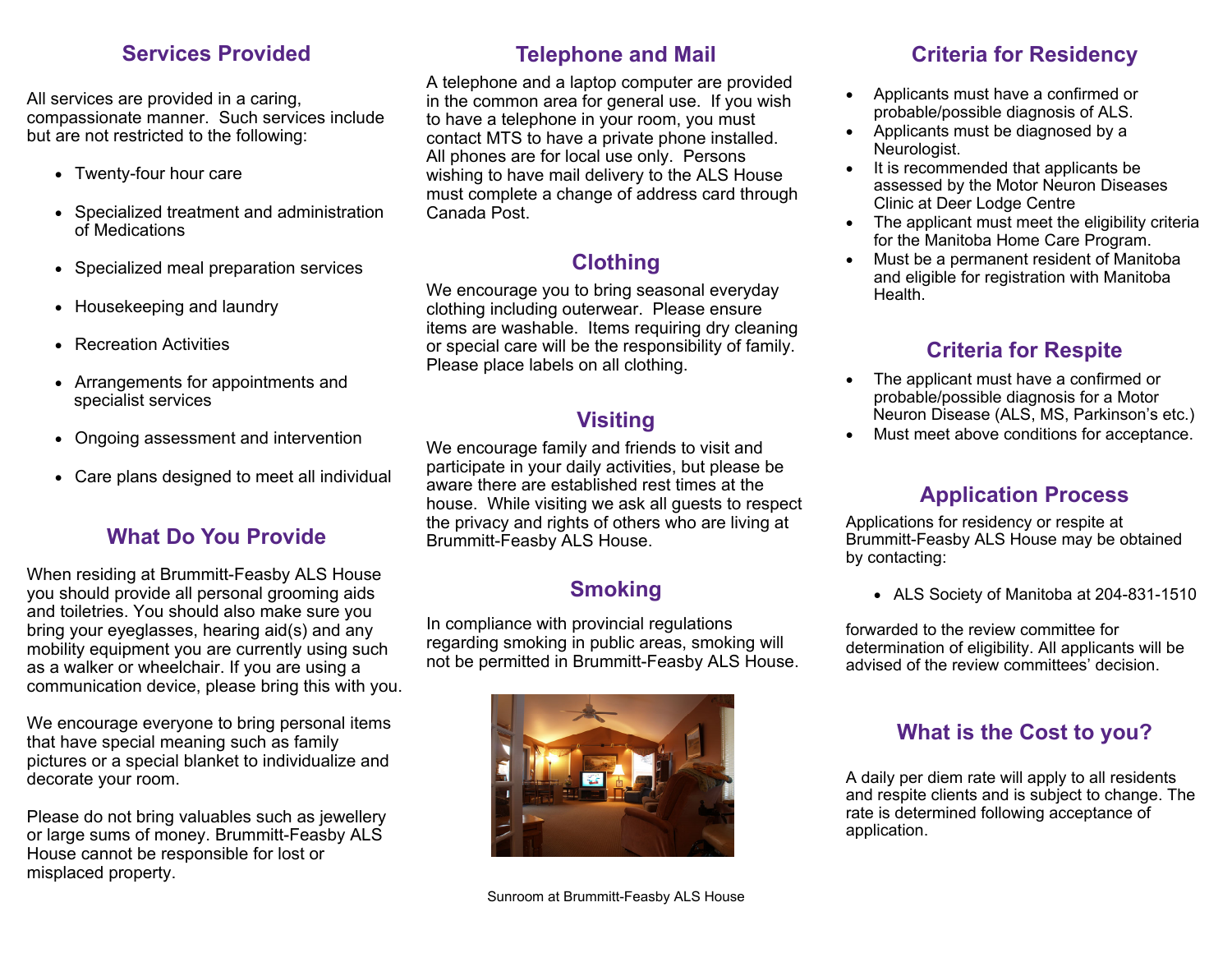## Services Provided

All services are provided in a caring, compassionate manner. Such services include but are not restricted to the following:

- Twenty-four hour care
- Specialized treatment and administration of Medications
- Specialized meal preparation services
- Housekeeping and laundry
- Recreation Activities
- Arrangements for appointments and specialist services
- Ongoing assessment and intervention
- Care plans designed to meet all individual

## What Do You Provide

When residing at Brummitt-Feasby ALS House you should provide all personal grooming aids and toiletries. You should also make sure you bring your eyeglasses, hearing aid(s) and any mobility equipment you are currently using such as a walker or wheelchair. If you are using a communication device, please bring this with you.

We encourage everyone to bring personal items that have special meaning such as family pictures or a special blanket to individualize and decorate your room.

Please do not bring valuables such as jewellery or large sums of money. Brummitt-Feasby ALS House cannot be responsible for lost or misplaced property.

## Telephone and Mail

A telephone and a laptop computer are provided in the common area for general use. If you wish to have a telephone in your room, you must contact MTS to have a private phone installed. All phones are for local use only. Persons wishing to have mail delivery to the ALS House must complete a change of address card through Canada Post.

## Clothing

We encourage you to bring seasonal everyday clothing including outerwear. Please ensure items are washable. Items requiring dry cleaning or special care will be the responsibility of family. Please place labels on all clothing.

## Visiting

We encourage family and friends to visit and participate in your daily activities, but please be aware there are established rest times at the house. While visiting we ask all guests to respect the privacy and rights of others who are living at Brummitt-Feasby ALS House.

## Smoking

In compliance with provincial regulations regarding smoking in public areas, smoking will not be permitted in Brummitt-Feasby ALS House.

Sunroom at Brummitt-Feasby ALS House

## Criteria for Residency

- Applicants must have a confirmed or probable/possible diagnosis of ALS.
- Applicants must be diagnosed by a Neurologist.
- It is recommended that applicants be assessed by the Motor Neuron Diseases Clinic at Deer Lodge Centre
- The applicant must meet the eligibility criteria for the Manitoba Home Care Program.
- Must be a permanent resident of Manitoba and eligible for registration with Manitoba Health.

## Criteria for Respite

- The applicant must have a confirmed or probable/possible diagnosis for a Motor Neuron Disease (ALS, MS, Parkinson's etc.)
- Must meet above conditions for acceptance.

## Application Process

Applications for residency or respite at Brummitt-Feasby ALS House may be obtained by contacting:

- ALS Society of Manitoba at 204-831-1510

forwarded to the review committee for determination of eligibility. All applicants will be advised of the review committees' decision.

## What is the Cost to you?

A daily per diem rate will apply to all residents and respite clients and is subject to change. The rate is determined following acceptance of application.